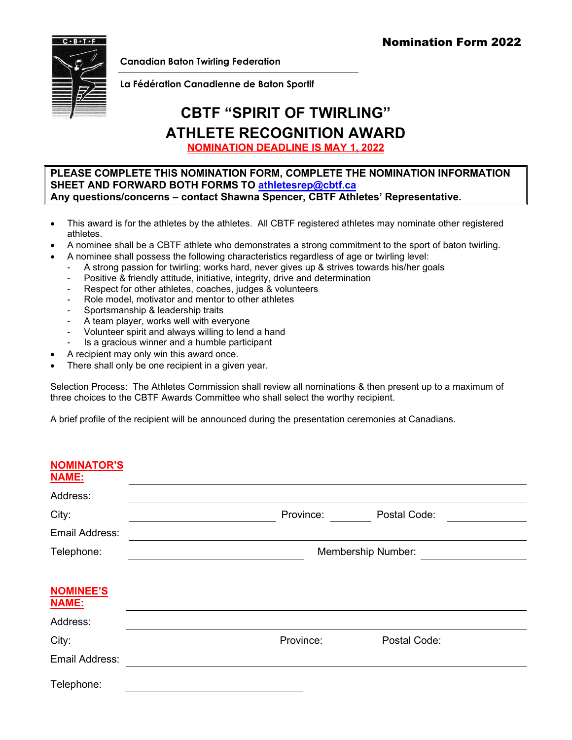**Nomination Form 2022**

**Canadian Baton Twirling Federation**

**La Fédération Canadienne de Baton Sportif**

# CBTF "SPIRIT OF TWIRLING" ATHLETE RECOGNITION AWARD

**NOMINATION DEADLINE IS MAY 1, 2022**

**PLEASE COMPLETE THIS NOMINATION FORM, COMPLETE THE NOMINATION INFORMATION SHEET AND FORWARD BOTH FORMS TO athletesrep@cbtf.ca**
**Any questions/concerns – contact Shawna Spencer, CBTF Athletes' Representative.**

- This award is for the athletes by the athletes. All CBTF registered athletes may nominate other registered athletes.
- A nominee shall be a CBTF athlete who demonstrates a strong commitment to the sport of baton twirling.
- A nominee shall possess the following characteristics regardless of age or twirling level:
  - A strong passion for twirling; works hard, never gives up & strives towards his/her goals
  - Positive & friendly attitude, initiative, integrity, drive and determination
  - Respect for other athletes, coaches, judges & volunteers
  - Role model, motivator and mentor to other athletes
  - Sportsmanship & leadership traits
  - A team player, works well with everyone
  - Volunteer spirit and always willing to lend a hand
  - Is a gracious winner and a humble participant
- A recipient may only win this award once.
- There shall only be one recipient in a given year.

Selection Process: The Athletes Commission shall review all nominations & then present up to a maximum of three choices to the CBTF Awards Committee who shall select the worthy recipient.

A brief profile of the recipient will be announced during the presentation ceremonies at Canadians.

**NOMINATOR'S NAME:** ______________________________

Address: ______________________________

City: ______________ Province: ________ Postal Code: ________

Email Address: ______________________________

Telephone: ______________ Membership Number: ______________

**NOMINEE'S NAME:** ______________________________

Address: ______________________________

City: ______________ Province: ________ Postal Code: ________

Email Address: ______________________________

Telephone: ______________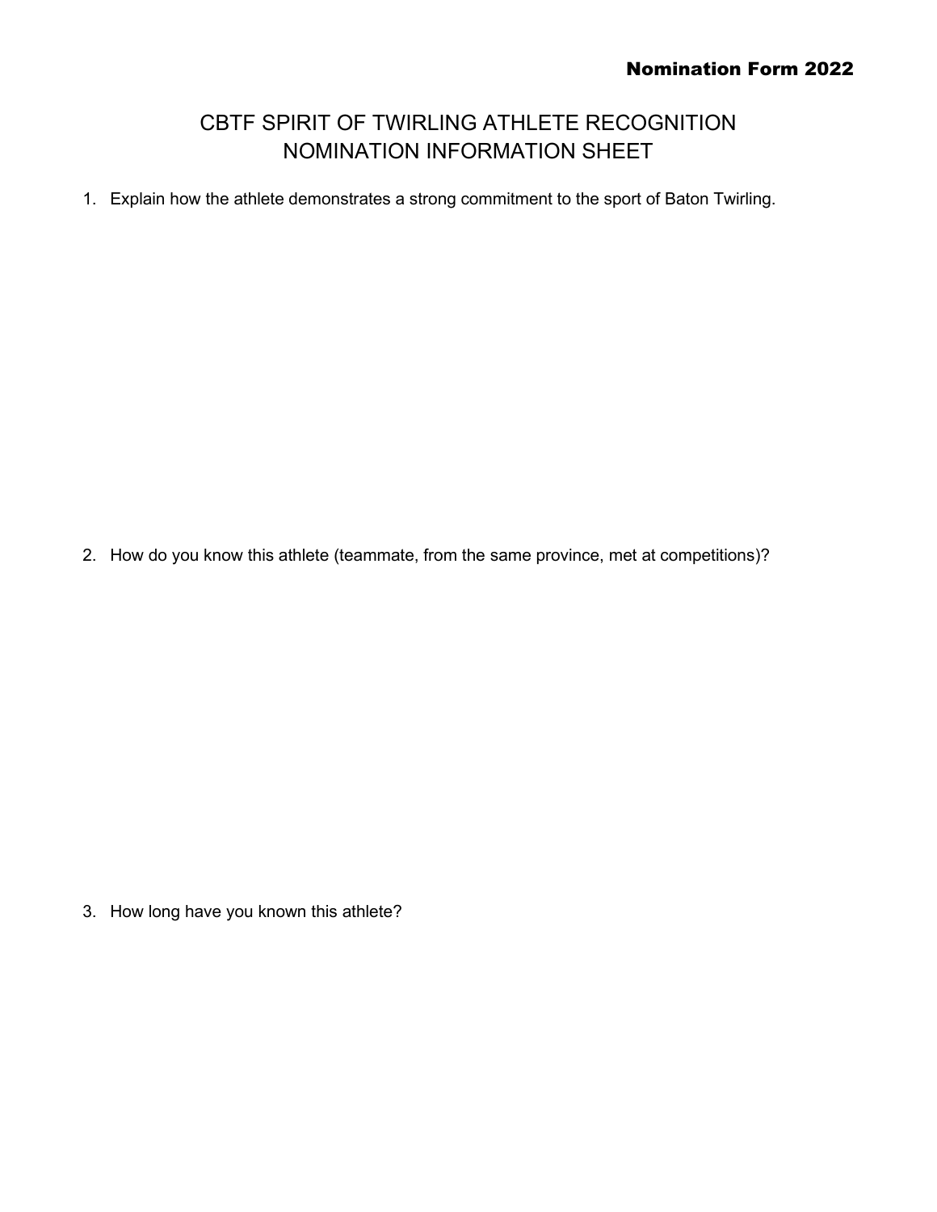**Nomination Form 2022**

# CBTF SPIRIT OF TWIRLING ATHLETE RECOGNITION
# NOMINATION INFORMATION SHEET

1. Explain how the athlete demonstrates a strong commitment to the sport of Baton Twirling.

2. How do you know this athlete (teammate, from the same province, met at competitions)?

3. How long have you known this athlete?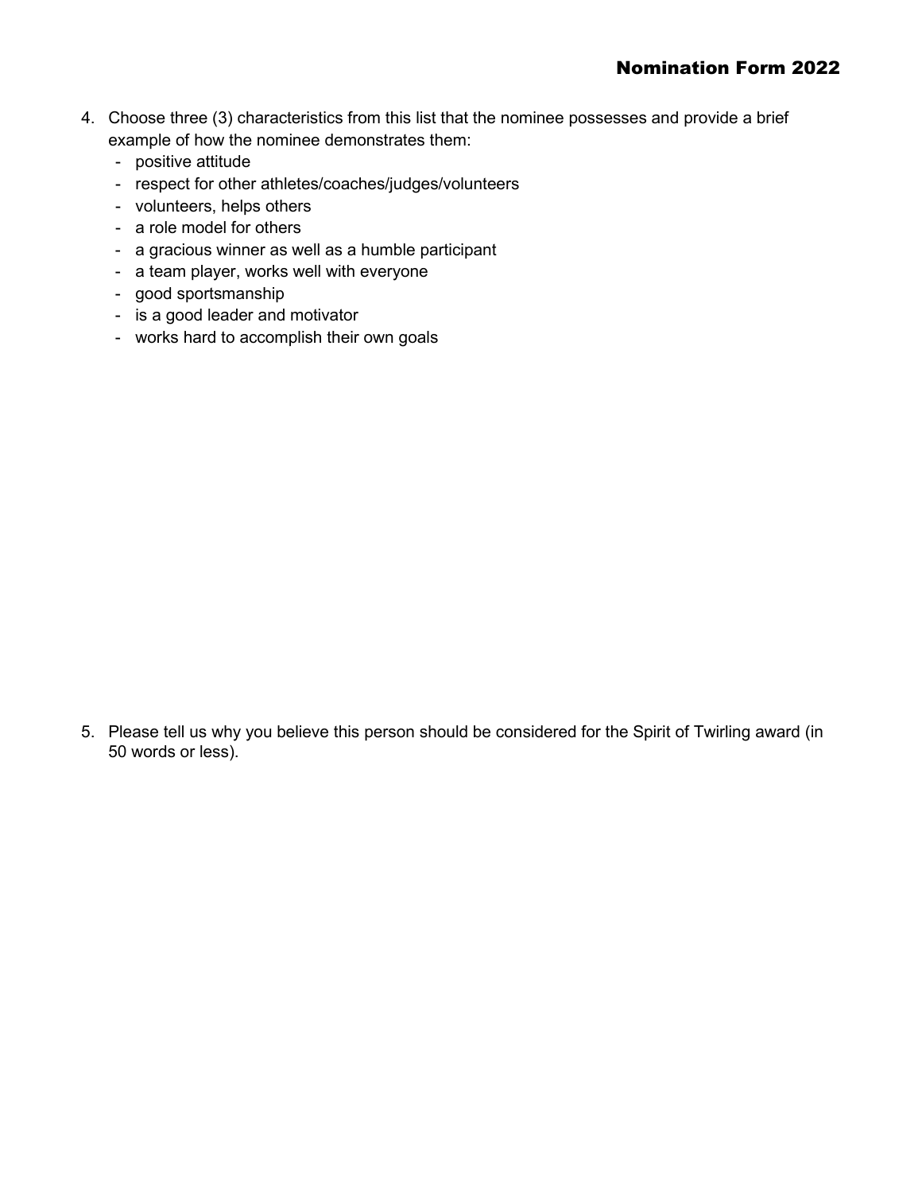4. Choose three (3) characteristics from this list that the nominee possesses and provide a brief example of how the nominee demonstrates them:
   - positive attitude
   - respect for other athletes/coaches/judges/volunteers
   - volunteers, helps others
   - a role model for others
   - a gracious winner as well as a humble participant
   - a team player, works well with everyone
   - good sportsmanship
   - is a good leader and motivator
   - works hard to accomplish their own goals

5. Please tell us why you believe this person should be considered for the Spirit of Twirling award (in 50 words or less).